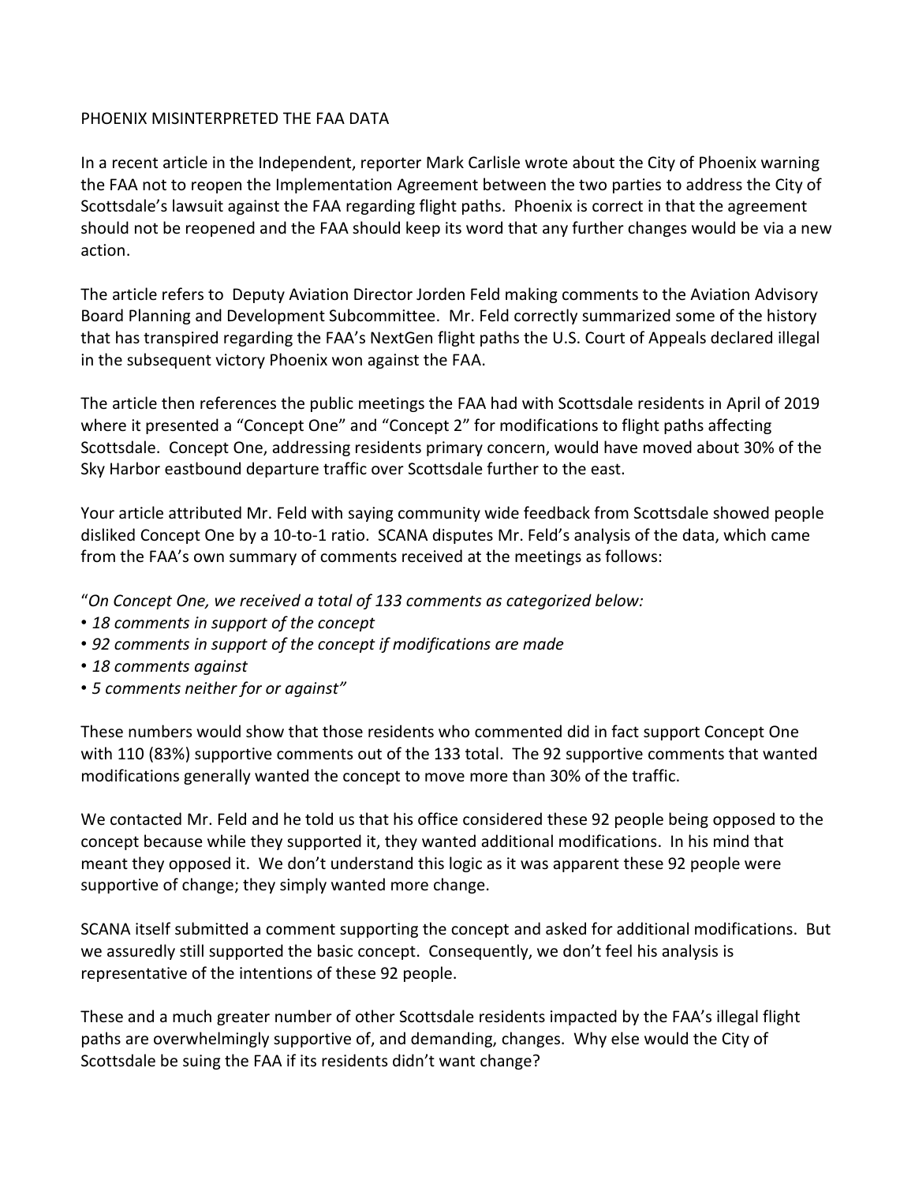# PHOENIX MISINTERPRETED THE FAA DATA

In a recent article in the Independent, reporter Mark Carlisle wrote about the City of Phoenix warning the FAA not to reopen the Implementation Agreement between the two parties to address the City of Scottsdale's lawsuit against the FAA regarding flight paths. Phoenix is correct in that the agreement should not be reopened and the FAA should keep its word that any further changes would be via a new action.

The article refers to Deputy Aviation Director Jorden Feld making comments to the Aviation Advisory Board Planning and Development Subcommittee. Mr. Feld correctly summarized some of the history that has transpired regarding the FAA's NextGen flight paths the U.S. Court of Appeals declared illegal in the subsequent victory Phoenix won against the FAA.

The article then references the public meetings the FAA had with Scottsdale residents in April of 2019 where it presented a "Concept One" and "Concept 2" for modifications to flight paths affecting Scottsdale. Concept One, addressing residents primary concern, would have moved about 30% of the Sky Harbor eastbound departure traffic over Scottsdale further to the east.

Your article attributed Mr. Feld with saying community wide feedback from Scottsdale showed people disliked Concept One by a 10-to-1 ratio. SCANA disputes Mr. Feld's analysis of the data, which came from the FAA's own summary of comments received at the meetings as follows:

"*On Concept One, we received a total of 133 comments as categorized below:*

- *18 comments in support of the concept*
- *92 comments in support of the concept if modifications are made*
- *18 comments against*
- *5 comments neither for or against"*

These numbers would show that those residents who commented did in fact support Concept One with 110 (83%) supportive comments out of the 133 total. The 92 supportive comments that wanted modifications generally wanted the concept to move more than 30% of the traffic.

We contacted Mr. Feld and he told us that his office considered these 92 people being opposed to the concept because while they supported it, they wanted additional modifications. In his mind that meant they opposed it. We don't understand this logic as it was apparent these 92 people were supportive of change; they simply wanted more change.

SCANA itself submitted a comment supporting the concept and asked for additional modifications. But we assuredly still supported the basic concept. Consequently, we don't feel his analysis is representative of the intentions of these 92 people.

These and a much greater number of other Scottsdale residents impacted by the FAA's illegal flight paths are overwhelmingly supportive of, and demanding, changes. Why else would the City of Scottsdale be suing the FAA if its residents didn't want change?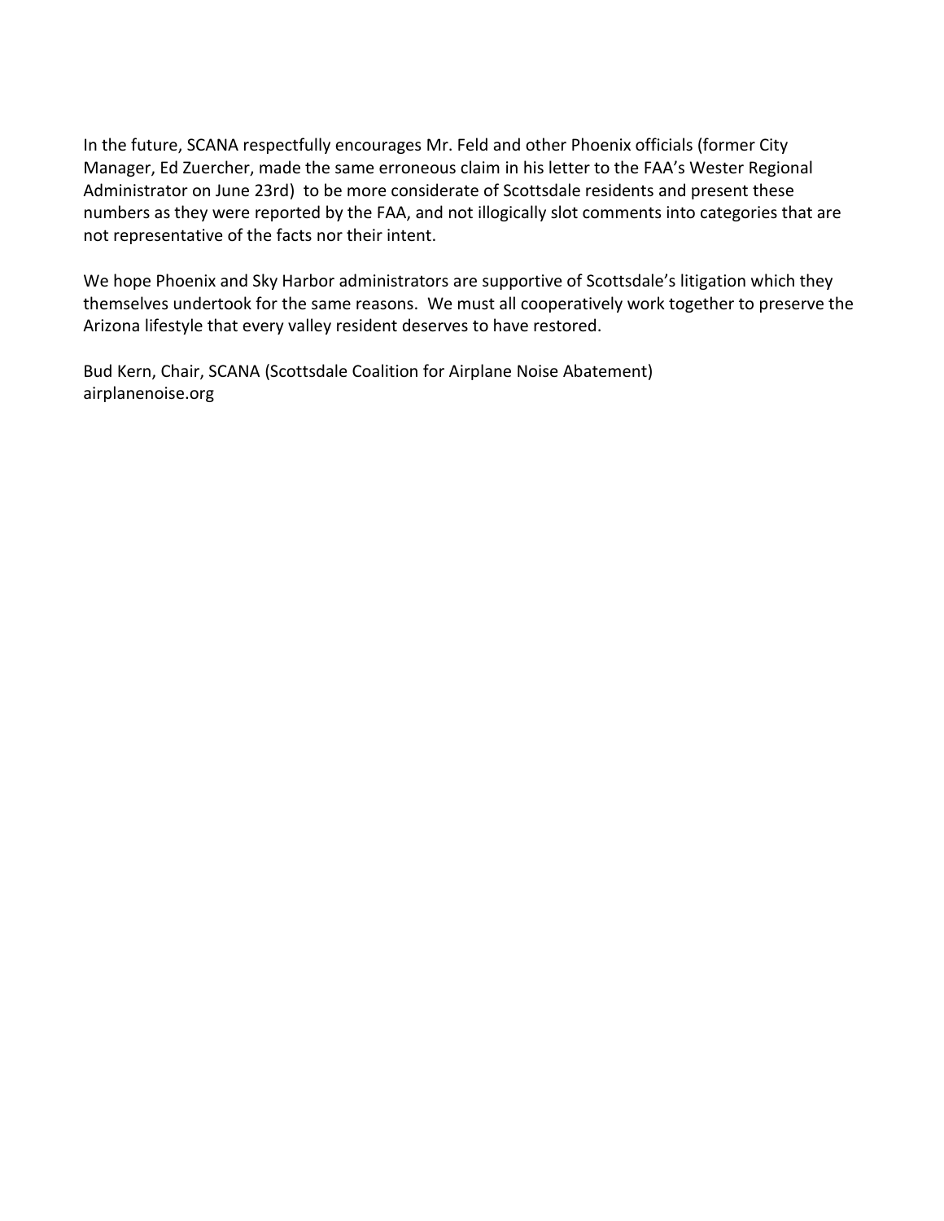In the future, SCANA respectfully encourages Mr. Feld and other Phoenix officials (former City Manager, Ed Zuercher, made the same erroneous claim in his letter to the FAA's Wester Regional Administrator on June 23rd) to be more considerate of Scottsdale residents and present these numbers as they were reported by the FAA, and not illogically slot comments into categories that are not representative of the facts nor their intent.

We hope Phoenix and Sky Harbor administrators are supportive of Scottsdale's litigation which they themselves undertook for the same reasons. We must all cooperatively work together to preserve the Arizona lifestyle that every valley resident deserves to have restored.

Bud Kern, Chair, SCANA (Scottsdale Coalition for Airplane Noise Abatement)
airplanenoise.org